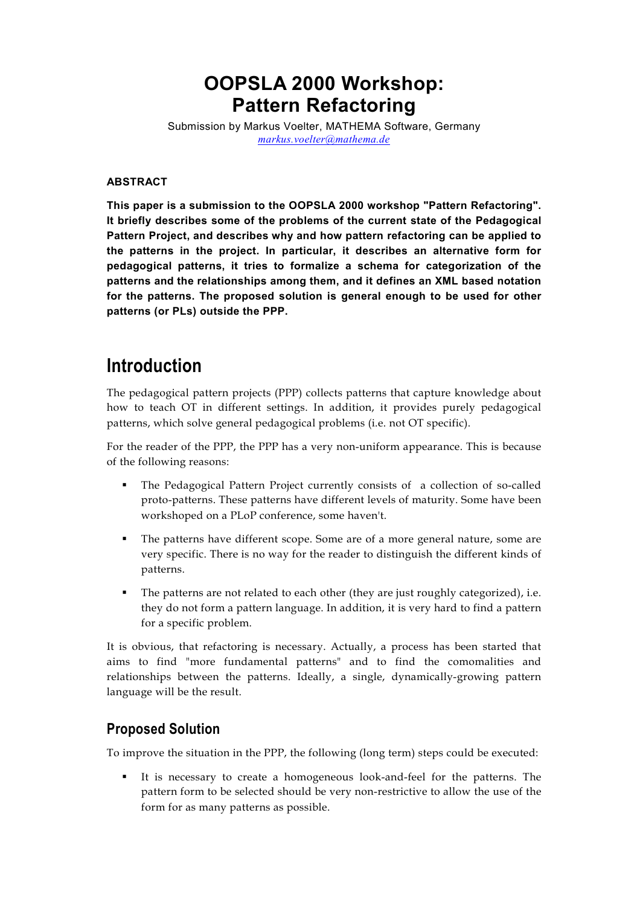# OOPSLA 2000 Workshop: Pattern Refactoring

Submission by Markus Voelter, MATHEMA Software, Germany
*markus.voelter@mathema.de*

#### ABSTRACT

**This paper is a submission to the OOPSLA 2000 workshop "Pattern Refactoring". It briefly describes some of the problems of the current state of the Pedagogical Pattern Project, and describes why and how pattern refactoring can be applied to the patterns in the project. In particular, it describes an alternative form for pedagogical patterns, it tries to formalize a schema for categorization of the patterns and the relationships among them, and it defines an XML based notation for the patterns. The proposed solution is general enough to be used for other patterns (or PLs) outside the PPP.**

# Introduction

The pedagogical pattern projects (PPP) collects patterns that capture knowledge about how to teach OT in different settings. In addition, it provides purely pedagogical patterns, which solve general pedagogical problems (i.e. not OT specific).

For the reader of the PPP, the PPP has a very non-uniform appearance. This is because of the following reasons:

- The Pedagogical Pattern Project currently consists of a collection of so-called proto-patterns. These patterns have different levels of maturity. Some have been workshoped on a PLoP conference, some haven't.
- The patterns have different scope. Some are of a more general nature, some are very specific. There is no way for the reader to distinguish the different kinds of patterns.
- The patterns are not related to each other (they are just roughly categorized), i.e. they do not form a pattern language. In addition, it is very hard to find a pattern for a specific problem.

It is obvious, that refactoring is necessary. Actually, a process has been started that aims to find "more fundamental patterns" and to find the comomalities and relationships between the patterns. Ideally, a single, dynamically-growing pattern language will be the result.

## Proposed Solution

To improve the situation in the PPP, the following (long term) steps could be executed:

- It is necessary to create a homogeneous look-and-feel for the patterns. The pattern form to be selected should be very non-restrictive to allow the use of the form for as many patterns as possible.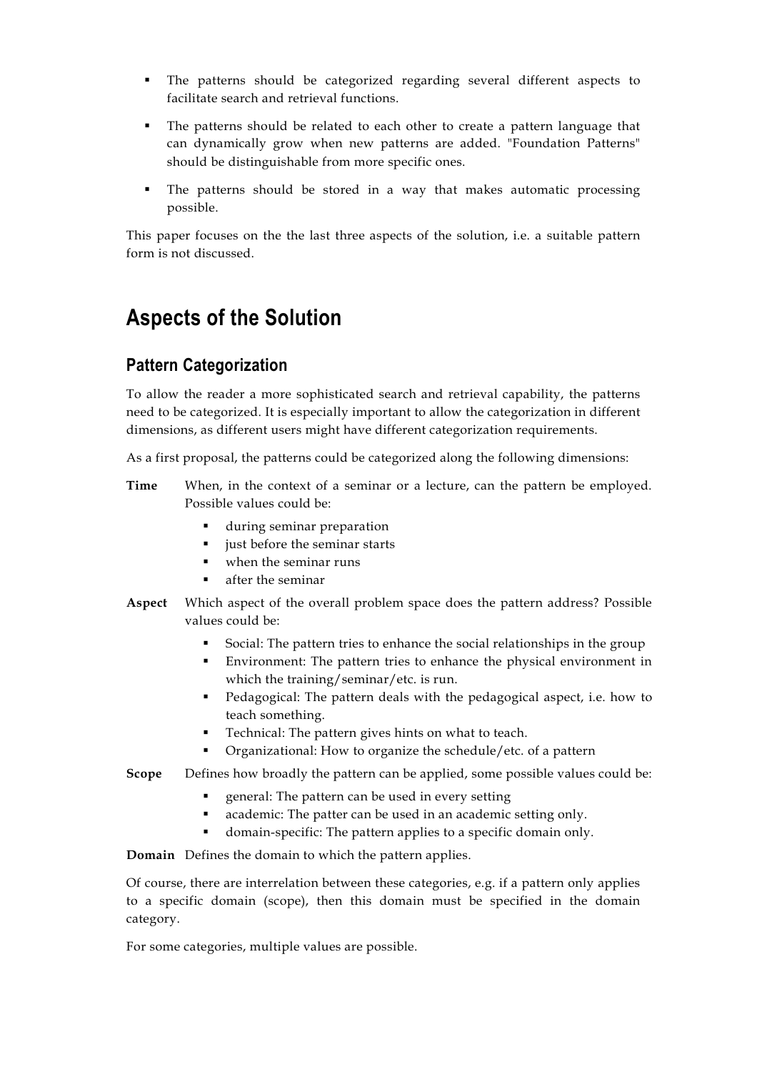- The patterns should be categorized regarding several different aspects to facilitate search and retrieval functions.
- The patterns should be related to each other to create a pattern language that can dynamically grow when new patterns are added. "Foundation Patterns" should be distinguishable from more specific ones.
- The patterns should be stored in a way that makes automatic processing possible.

This paper focuses on the the last three aspects of the solution, i.e. a suitable pattern form is not discussed.

# Aspects of the Solution

## Pattern Categorization

To allow the reader a more sophisticated search and retrieval capability, the patterns need to be categorized. It is especially important to allow the categorization in different dimensions, as different users might have different categorization requirements.

As a first proposal, the patterns could be categorized along the following dimensions:

**Time** When, in the context of a seminar or a lecture, can the pattern be employed. Possible values could be:

- during seminar preparation
- just before the seminar starts
- when the seminar runs
- after the seminar

**Aspect** Which aspect of the overall problem space does the pattern address? Possible values could be:

- Social: The pattern tries to enhance the social relationships in the group
- Environment: The pattern tries to enhance the physical environment in which the training/seminar/etc. is run.
- Pedagogical: The pattern deals with the pedagogical aspect, i.e. how to teach something.
- Technical: The pattern gives hints on what to teach.
- Organizational: How to organize the schedule/etc. of a pattern

**Scope** Defines how broadly the pattern can be applied, some possible values could be:

- general: The pattern can be used in every setting
- academic: The patter can be used in an academic setting only.
- domain-specific: The pattern applies to a specific domain only.

**Domain** Defines the domain to which the pattern applies.

Of course, there are interrelation between these categories, e.g. if a pattern only applies to a specific domain (scope), then this domain must be specified in the domain category.

For some categories, multiple values are possible.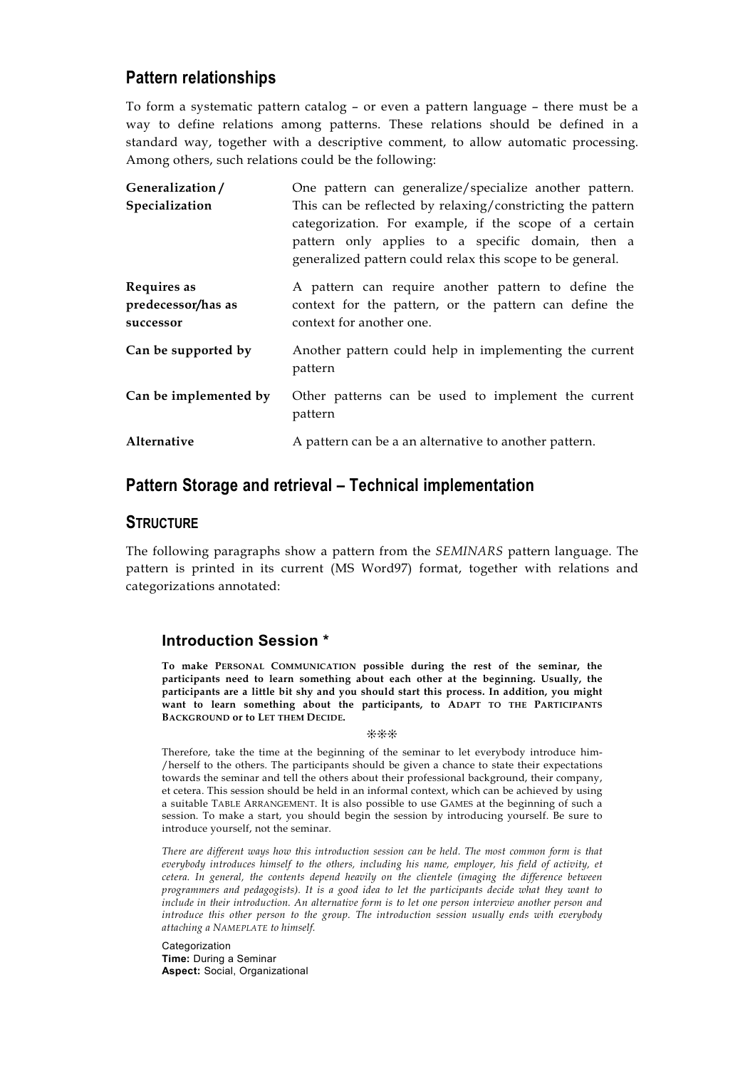## Pattern relationships

To form a systematic pattern catalog – or even a pattern language – there must be a way to define relations among patterns. These relations should be defined in a standard way, together with a descriptive comment, to allow automatic processing. Among others, such relations could be the following:

| | |
|---|---|
| **Generalization / Specialization** | One pattern can generalize/specialize another pattern. This can be reflected by relaxing/constricting the pattern categorization. For example, if the scope of a certain pattern only applies to a specific domain, then a generalized pattern could relax this scope to be general. |
| **Requires as predecessor/has as successor** | A pattern can require another pattern to define the context for the pattern, or the pattern can define the context for another one. |
| **Can be supported by** | Another pattern could help in implementing the current pattern |
| **Can be implemented by** | Other patterns can be used to implement the current pattern |
| **Alternative** | A pattern can be a an alternative to another pattern. |

## Pattern Storage and retrieval – Technical implementation

### STRUCTURE

The following paragraphs show a pattern from the *SEMINARS* pattern language. The pattern is printed in its current (MS Word97) format, together with relations and categorizations annotated:

### Introduction Session *

**To make PERSONAL COMMUNICATION possible during the rest of the seminar, the participants need to learn something about each other at the beginning. Usually, the participants are a little bit shy and you should start this process. In addition, you might want to learn something about the participants, to ADAPT TO THE PARTICIPANTS BACKGROUND or to LET THEM DECIDE.**

❊❊❊

Therefore, take the time at the beginning of the seminar to let everybody introduce him-/herself to the others. The participants should be given a chance to state their expectations towards the seminar and tell the others about their professional background, their company, et cetera. This session should be held in an informal context, which can be achieved by using a suitable TABLE ARRANGEMENT. It is also possible to use GAMES at the beginning of such a session. To make a start, you should begin the session by introducing yourself. Be sure to introduce yourself, not the seminar.

*There are different ways how this introduction session can be held. The most common form is that everybody introduces himself to the others, including his name, employer, his field of activity, et cetera. In general, the contents depend heavily on the clientele (imaging the difference between programmers and pedagogists). It is a good idea to let the participants decide what they want to include in their introduction. An alternative form is to let one person interview another person and introduce this other person to the group. The introduction session usually ends with everybody attaching a NAMEPLATE to himself.*

Categorization
**Time:** During a Seminar
**Aspect:** Social, Organizational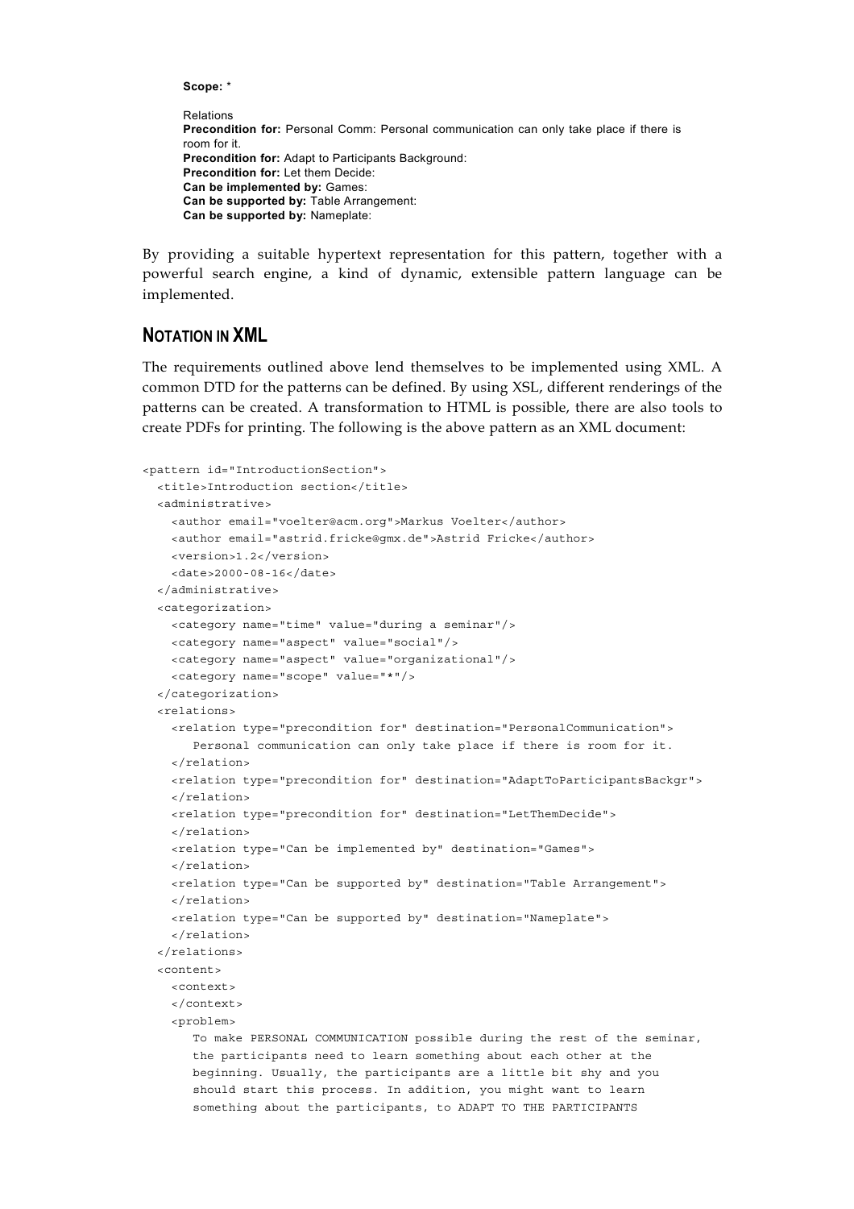**Scope:** *

Relations
**Precondition for:** Personal Comm: Personal communication can only take place if there is room for it.
**Precondition for:** Adapt to Participants Background:
**Precondition for:** Let them Decide:
**Can be implemented by:** Games:
**Can be supported by:** Table Arrangement:
**Can be supported by:** Nameplate:

By providing a suitable hypertext representation for this pattern, together with a powerful search engine, a kind of dynamic, extensible pattern language can be implemented.

## NOTATION IN XML

The requirements outlined above lend themselves to be implemented using XML. A common DTD for the patterns can be defined. By using XSL, different renderings of the patterns can be created. A transformation to HTML is possible, there are also tools to create PDFs for printing. The following is the above pattern as an XML document:

```
<pattern id="IntroductionSection">
  <title>Introduction section</title>
  <administrative>
    <author email="voelter@acm.org">Markus Voelter</author>
    <author email="astrid.fricke@gmx.de">Astrid Fricke</author>
    <version>1.2</version>
    <date>2000-08-16</date>
  </administrative>
  <categorization>
    <category name="time" value="during a seminar"/>
    <category name="aspect" value="social"/>
    <category name="aspect" value="organizational"/>
    <category name="scope" value="*"/>
  </categorization>
  <relations>
    <relation type="precondition for" destination="PersonalCommunication">
       Personal communication can only take place if there is room for it.
    </relation>
    <relation type="precondition for" destination="AdaptToParticipantsBackgr">
    </relation>
    <relation type="precondition for" destination="LetThemDecide">
    </relation>
    <relation type="Can be implemented by" destination="Games">
    </relation>
    <relation type="Can be supported by" destination="Table Arrangement">
    </relation>
    <relation type="Can be supported by" destination="Nameplate">
    </relation>
  </relations>
  <content>
    <context>
    </context>
    <problem>
       To make PERSONAL COMMUNICATION possible during the rest of the seminar,
       the participants need to learn something about each other at the
       beginning. Usually, the participants are a little bit shy and you
       should start this process. In addition, you might want to learn
       something about the participants, to ADAPT TO THE PARTICIPANTS
```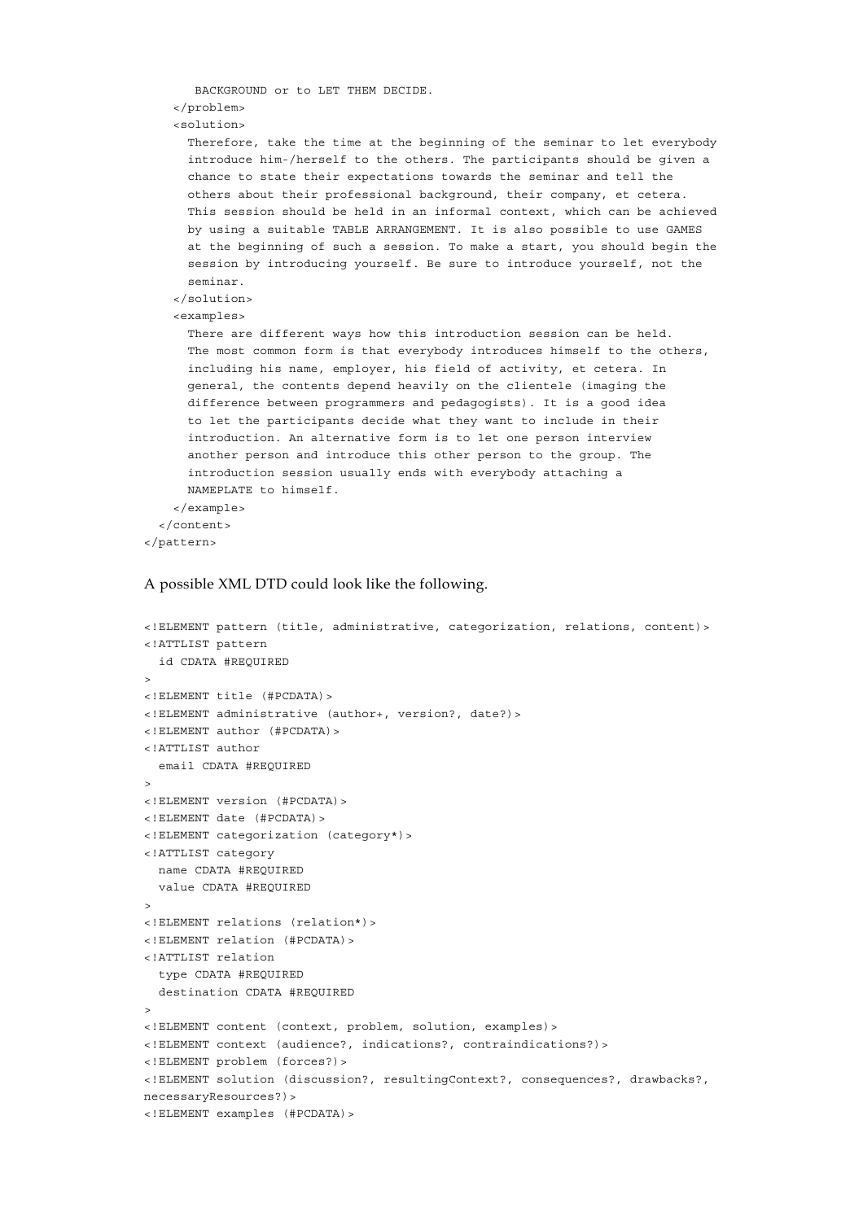```
      BACKGROUND or to LET THEM DECIDE.
    </problem>
    <solution>
      Therefore, take the time at the beginning of the seminar to let everybody
      introduce him-/herself to the others. The participants should be given a
      chance to state their expectations towards the seminar and tell the
      others about their professional background, their company, et cetera.
      This session should be held in an informal context, which can be achieved
      by using a suitable TABLE ARRANGEMENT. It is also possible to use GAMES
      at the beginning of such a session. To make a start, you should begin the
      session by introducing yourself. Be sure to introduce yourself, not the
      seminar.
    </solution>
    <examples>
      There are different ways how this introduction session can be held.
      The most common form is that everybody introduces himself to the others,
      including his name, employer, his field of activity, et cetera. In
      general, the contents depend heavily on the clientele (imaging the
      difference between programmers and pedagogists). It is a good idea
      to let the participants decide what they want to include in their
      introduction. An alternative form is to let one person interview
      another person and introduce this other person to the group. The
      introduction session usually ends with everybody attaching a
      NAMEPLATE to himself.
    </example>
  </content>
</pattern>
```

A possible XML DTD could look like the following.

```
<!ELEMENT pattern (title, administrative, categorization, relations, content)>
<!ATTLIST pattern
  id CDATA #REQUIRED
>
<!ELEMENT title (#PCDATA)>
<!ELEMENT administrative (author+, version?, date?)>
<!ELEMENT author (#PCDATA)>
<!ATTLIST author
  email CDATA #REQUIRED
>
<!ELEMENT version (#PCDATA)>
<!ELEMENT date (#PCDATA)>
<!ELEMENT categorization (category*)>
<!ATTLIST category
  name CDATA #REQUIRED
  value CDATA #REQUIRED
>
<!ELEMENT relations (relation*)>
<!ELEMENT relation (#PCDATA)>
<!ATTLIST relation
  type CDATA #REQUIRED
  destination CDATA #REQUIRED
>
<!ELEMENT content (context, problem, solution, examples)>
<!ELEMENT context (audience?, indications?, contraindications?)>
<!ELEMENT problem (forces?)>
<!ELEMENT solution (discussion?, resultingContext?, consequences?, drawbacks?,
necessaryResources?)>
<!ELEMENT examples (#PCDATA)>
```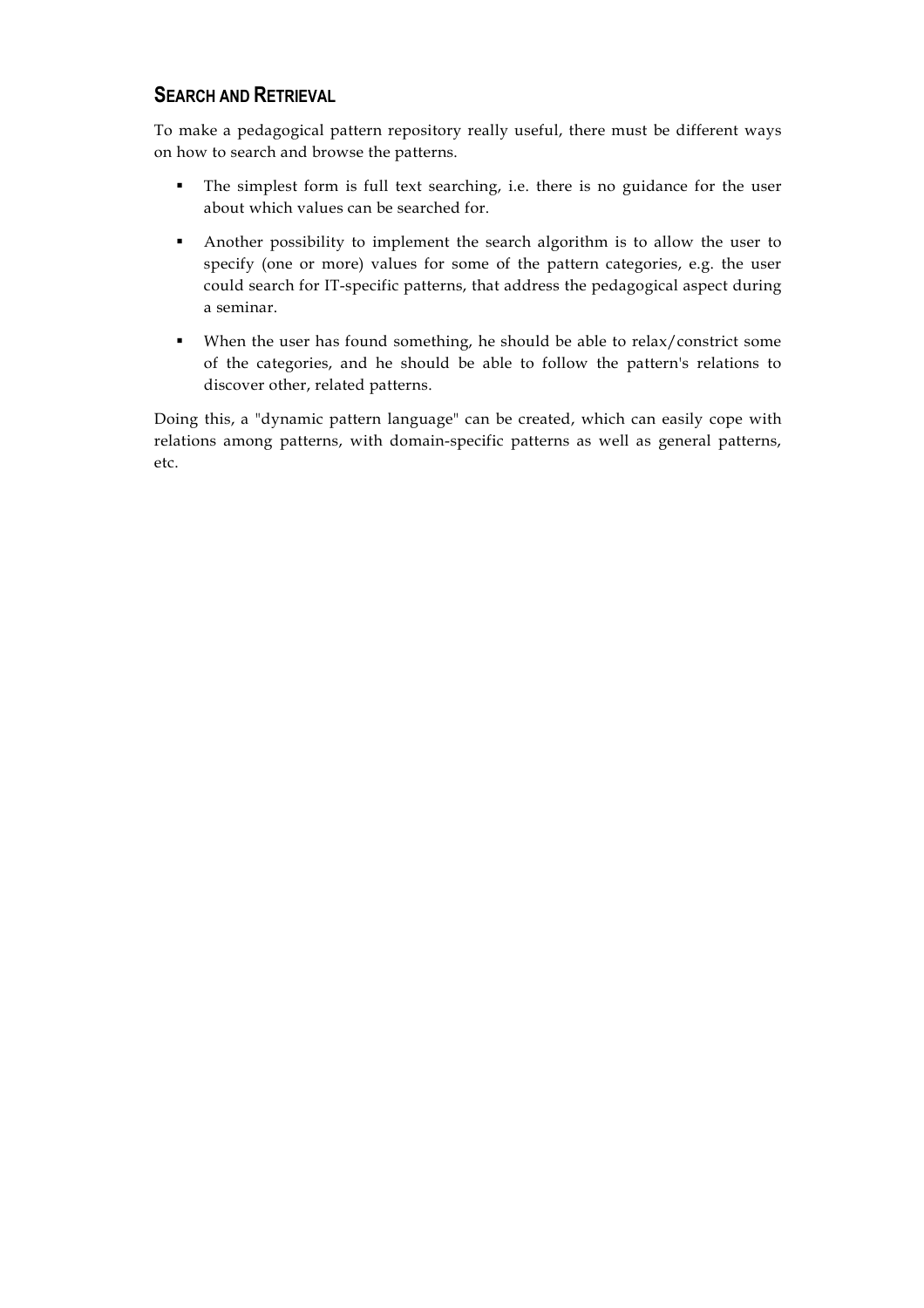## Search and Retrieval

To make a pedagogical pattern repository really useful, there must be different ways on how to search and browse the patterns.

- The simplest form is full text searching, i.e. there is no guidance for the user about which values can be searched for.
- Another possibility to implement the search algorithm is to allow the user to specify (one or more) values for some of the pattern categories, e.g. the user could search for IT-specific patterns, that address the pedagogical aspect during a seminar.
- When the user has found something, he should be able to relax/constrict some of the categories, and he should be able to follow the pattern's relations to discover other, related patterns.

Doing this, a "dynamic pattern language" can be created, which can easily cope with relations among patterns, with domain-specific patterns as well as general patterns, etc.